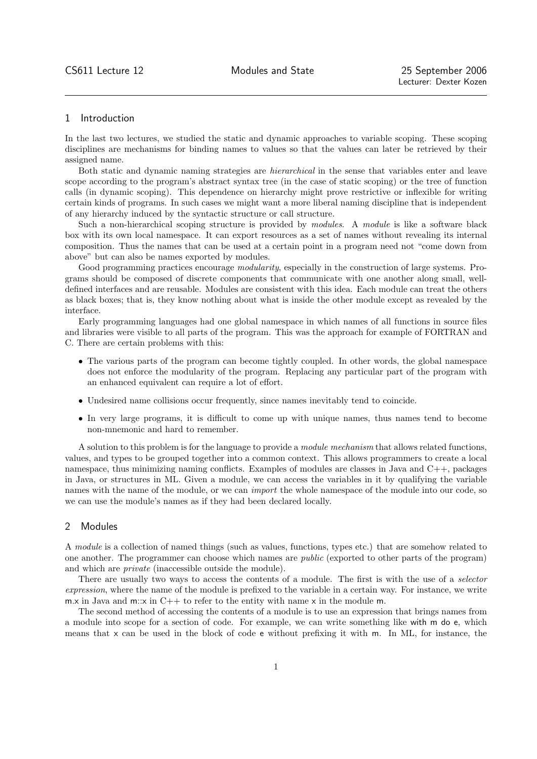CS611 Lecture 12 Modules and State 25 September 2006
Lecturer: Dexter Kozen

## 1 Introduction

In the last two lectures, we studied the static and dynamic approaches to variable scoping. These scoping disciplines are mechanisms for binding names to values so that the values can later be retrieved by their assigned name.

Both static and dynamic naming strategies are *hierarchical* in the sense that variables enter and leave scope according to the program's abstract syntax tree (in the case of static scoping) or the tree of function calls (in dynamic scoping). This dependence on hierarchy might prove restrictive or inflexible for writing certain kinds of programs. In such cases we might want a more liberal naming discipline that is independent of any hierarchy induced by the syntactic structure or call structure.

Such a non-hierarchical scoping structure is provided by *modules*. A *module* is like a software black box with its own local namespace. It can export resources as a set of names without revealing its internal composition. Thus the names that can be used at a certain point in a program need not "come down from above" but can also be names exported by modules.

Good programming practices encourage *modularity*, especially in the construction of large systems. Programs should be composed of discrete components that communicate with one another along small, well-defined interfaces and are reusable. Modules are consistent with this idea. Each module can treat the others as black boxes; that is, they know nothing about what is inside the other module except as revealed by the interface.

Early programming languages had one global namespace in which names of all functions in source files and libraries were visible to all parts of the program. This was the approach for example of FORTRAN and C. There are certain problems with this:

- The various parts of the program can become tightly coupled. In other words, the global namespace does not enforce the modularity of the program. Replacing any particular part of the program with an enhanced equivalent can require a lot of effort.
- Undesired name collisions occur frequently, since names inevitably tend to coincide.
- In very large programs, it is difficult to come up with unique names, thus names tend to become non-mnemonic and hard to remember.

A solution to this problem is for the language to provide a *module mechanism* that allows related functions, values, and types to be grouped together into a common context. This allows programmers to create a local namespace, thus minimizing naming conflicts. Examples of modules are classes in Java and C++, packages in Java, or structures in ML. Given a module, we can access the variables in it by qualifying the variable names with the name of the module, or we can *import* the whole namespace of the module into our code, so we can use the module's names as if they had been declared locally.

## 2 Modules

A *module* is a collection of named things (such as values, functions, types etc.) that are somehow related to one another. The programmer can choose which names are *public* (exported to other parts of the program) and which are *private* (inaccessible outside the module).

There are usually two ways to access the contents of a module. The first is with the use of a *selector expression*, where the name of the module is prefixed to the variable in a certain way. For instance, we write m.x in Java and m::x in C++ to refer to the entity with name x in the module m.

The second method of accessing the contents of a module is to use an expression that brings names from a module into scope for a section of code. For example, we can write something like with m do e, which means that x can be used in the block of code e without prefixing it with m. In ML, for instance, the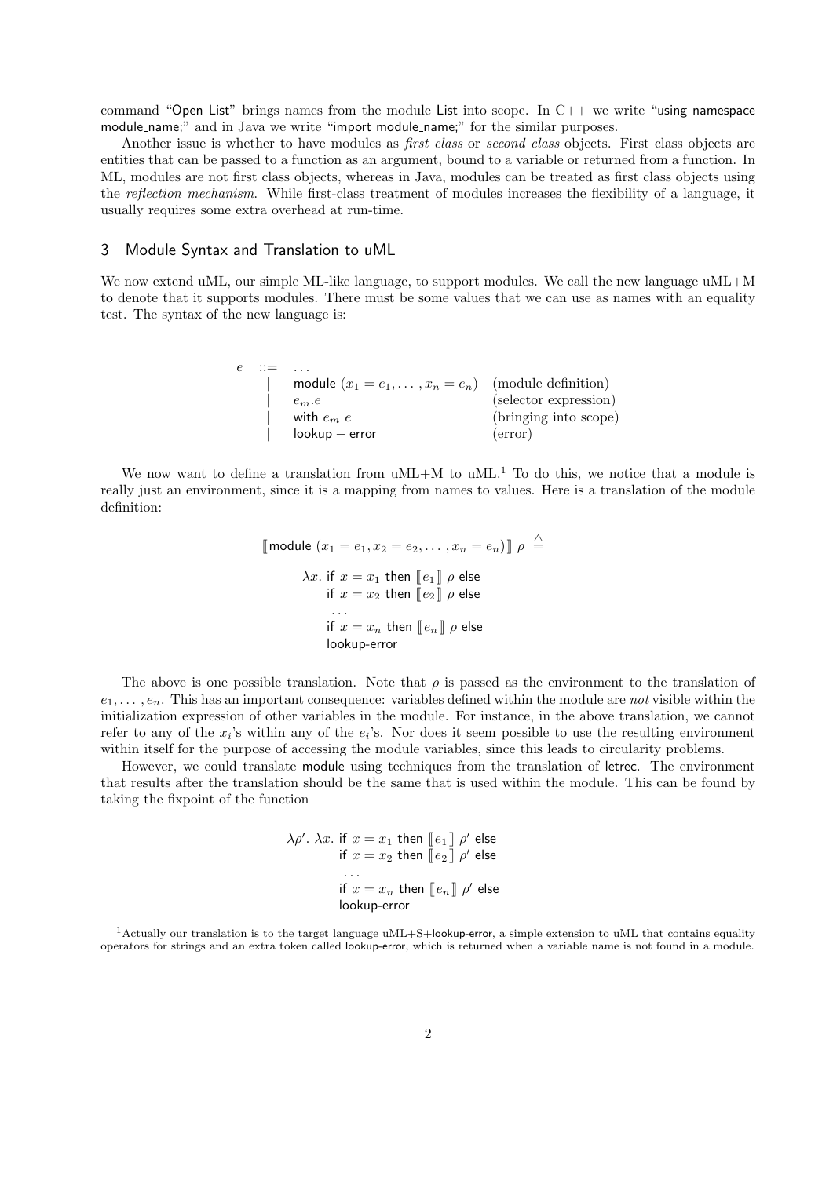command "Open List" brings names from the module List into scope. In C++ we write "using namespace module_name;" and in Java we write "import module_name;" for the similar purposes.

Another issue is whether to have modules as *first class* or *second class* objects. First class objects are entities that can be passed to a function as an argument, bound to a variable or returned from a function. In ML, modules are not first class objects, whereas in Java, modules can be treated as first class objects using the *reflection mechanism*. While first-class treatment of modules increases the flexibility of a language, it usually requires some extra overhead at run-time.

## 3 Module Syntax and Translation to uML

We now extend uML, our simple ML-like language, to support modules. We call the new language uML+M to denote that it supports modules. There must be some values that we can use as names with an equality test. The syntax of the new language is:

$$
\begin{array}{rcll}
e & ::= & \ldots & \\
& | & \mathsf{module}\ (x_1 = e_1, \ldots, x_n = e_n) & \text{(module definition)} \\
& | & e_m.e & \text{(selector expression)} \\
& | & \mathsf{with}\ e_m\ e & \text{(bringing into scope)} \\
& | & \mathsf{lookup-error} & \text{(error)}
\end{array}
$$

We now want to define a translation from uML+M to uML.[1] To do this, we notice that a module is really just an environment, since it is a mapping from names to values. Here is a translation of the module definition:

$$
\begin{array}{l}
[\![\mathsf{module}\ (x_1 = e_1, x_2 = e_2, \ldots, x_n = e_n)]\!]\ \rho \ \stackrel{\triangle}{=} \\
\qquad \lambda x.\ \mathsf{if}\ x = x_1\ \mathsf{then}\ [\![e_1]\!]\ \rho\ \mathsf{else} \\
\qquad \quad\ \ \mathsf{if}\ x = x_2\ \mathsf{then}\ [\![e_2]\!]\ \rho\ \mathsf{else} \\
\qquad \quad\ \ \ldots \\
\qquad \quad\ \ \mathsf{if}\ x = x_n\ \mathsf{then}\ [\![e_n]\!]\ \rho\ \mathsf{else} \\
\qquad \quad\ \ \mathsf{lookup\text{-}error}
\end{array}
$$

The above is one possible translation. Note that $\rho$ is passed as the environment to the translation of $e_1, \ldots, e_n$. This has an important consequence: variables defined within the module are *not* visible within the initialization expression of other variables in the module. For instance, in the above translation, we cannot refer to any of the $x_i$'s within any of the $e_i$'s. Nor does it seem possible to use the resulting environment within itself for the purpose of accessing the module variables, since this leads to circularity problems.

However, we could translate module using techniques from the translation of letrec. The environment that results after the translation should be the same that is used within the module. This can be found by taking the fixpoint of the function

$$
\begin{array}{l}
\lambda \rho'.\ \lambda x.\ \mathsf{if}\ x = x_1\ \mathsf{then}\ [\![e_1]\!]\ \rho'\ \mathsf{else} \\
\qquad\quad\ \ \mathsf{if}\ x = x_2\ \mathsf{then}\ [\![e_2]\!]\ \rho'\ \mathsf{else} \\
\qquad\quad\ \ \ldots \\
\qquad\quad\ \ \mathsf{if}\ x = x_n\ \mathsf{then}\ [\![e_n]\!]\ \rho'\ \mathsf{else} \\
\qquad\quad\ \ \mathsf{lookup\text{-}error}
\end{array}
$$

[1] Actually our translation is to the target language uML+S+lookup-error, a simple extension to uML that contains equality operators for strings and an extra token called lookup-error, which is returned when a variable name is not found in a module.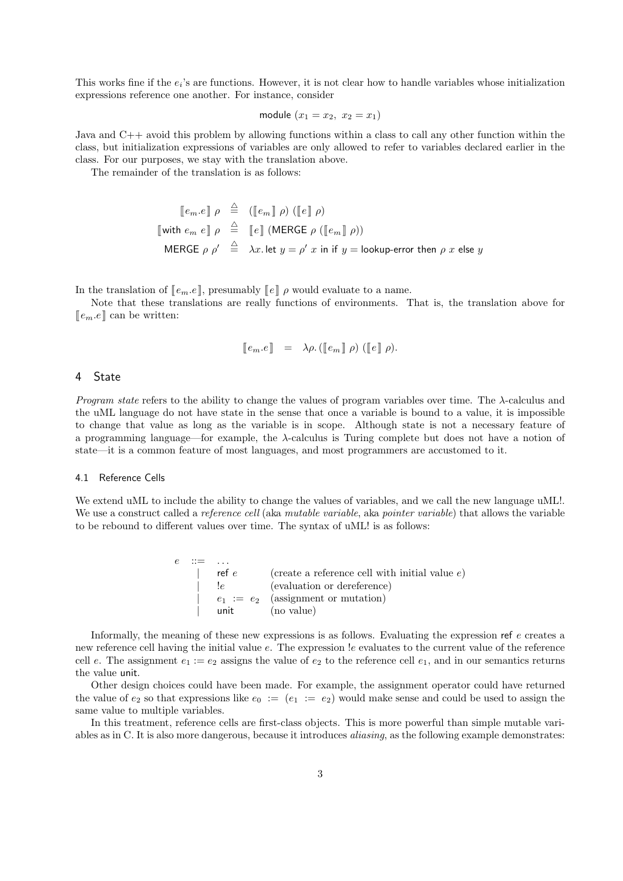This works fine if the $e_i$'s are functions. However, it is not clear how to handle variables whose initialization expressions reference one another. For instance, consider

$$\mathsf{module}\ (x_1 = x_2,\ x_2 = x_1)$$

Java and C++ avoid this problem by allowing functions within a class to call any other function within the class, but initialization expressions of variables are only allowed to refer to variables declared earlier in the class. For our purposes, we stay with the translation above.

The remainder of the translation is as follows:

$$\begin{aligned}
[\![e_m.e]\!]\ \rho &\ \triangleq\ ([\![e_m]\!]\ \rho)\ ([\![e]\!]\ \rho) \\
[\![\mathsf{with}\ e_m\ e]\!]\ \rho &\ \triangleq\ [\![e]\!]\ (\mathsf{MERGE}\ \rho\ ([\![e_m]\!]\ \rho)) \\
\mathsf{MERGE}\ \rho\ \rho' &\ \triangleq\ \lambda x.\, \mathsf{let}\ y = \rho'\ x\ \mathsf{in}\ \mathsf{if}\ y = \mathsf{lookup\text{-}error}\ \mathsf{then}\ \rho\ x\ \mathsf{else}\ y
\end{aligned}$$

In the translation of $[\![e_m.e]\!]$, presumably $[\![e]\!]\ \rho$ would evaluate to a name.

Note that these translations are really functions of environments. That is, the translation above for $[\![e_m.e]\!]$ can be written:

$$[\![e_m.e]\!] \quad = \quad \lambda \rho.\, ([\![e_m]\!]\ \rho)\ ([\![e]\!]\ \rho).$$

## 4 State

*Program state* refers to the ability to change the values of program variables over time. The $\lambda$-calculus and the uML language do not have state in the sense that once a variable is bound to a value, it is impossible to change that value as long as the variable is in scope. Although state is not a necessary feature of a programming language—for example, the $\lambda$-calculus is Turing complete but does not have a notion of state—it is a common feature of most languages, and most programmers are accustomed to it.

### 4.1 Reference Cells

We extend uML to include the ability to change the values of variables, and we call the new language uML!. We use a construct called a *reference cell* (aka *mutable variable*, aka *pointer variable*) that allows the variable to be rebound to different values over time. The syntax of uML! is as follows:

$$\begin{array}{rcll}
e & ::= & \ldots & \\
 & \mid & \mathsf{ref}\ e & \text{(create a reference cell with initial value } e\text{)} \\
 & \mid & !e & \text{(evaluation or dereference)} \\
 & \mid & e_1\ :=\ e_2 & \text{(assignment or mutation)} \\
 & \mid & \mathsf{unit} & \text{(no value)}
\end{array}$$

Informally, the meaning of these new expressions is as follows. Evaluating the expression ref $e$ creates a new reference cell having the initial value $e$. The expression $!e$ evaluates to the current value of the reference cell $e$. The assignment $e_1 := e_2$ assigns the value of $e_2$ to the reference cell $e_1$, and in our semantics returns the value unit.

Other design choices could have been made. For example, the assignment operator could have returned the value of $e_2$ so that expressions like $e_0\ :=\ (e_1\ :=\ e_2)$ would make sense and could be used to assign the same value to multiple variables.

In this treatment, reference cells are first-class objects. This is more powerful than simple mutable variables as in C. It is also more dangerous, because it introduces *aliasing*, as the following example demonstrates: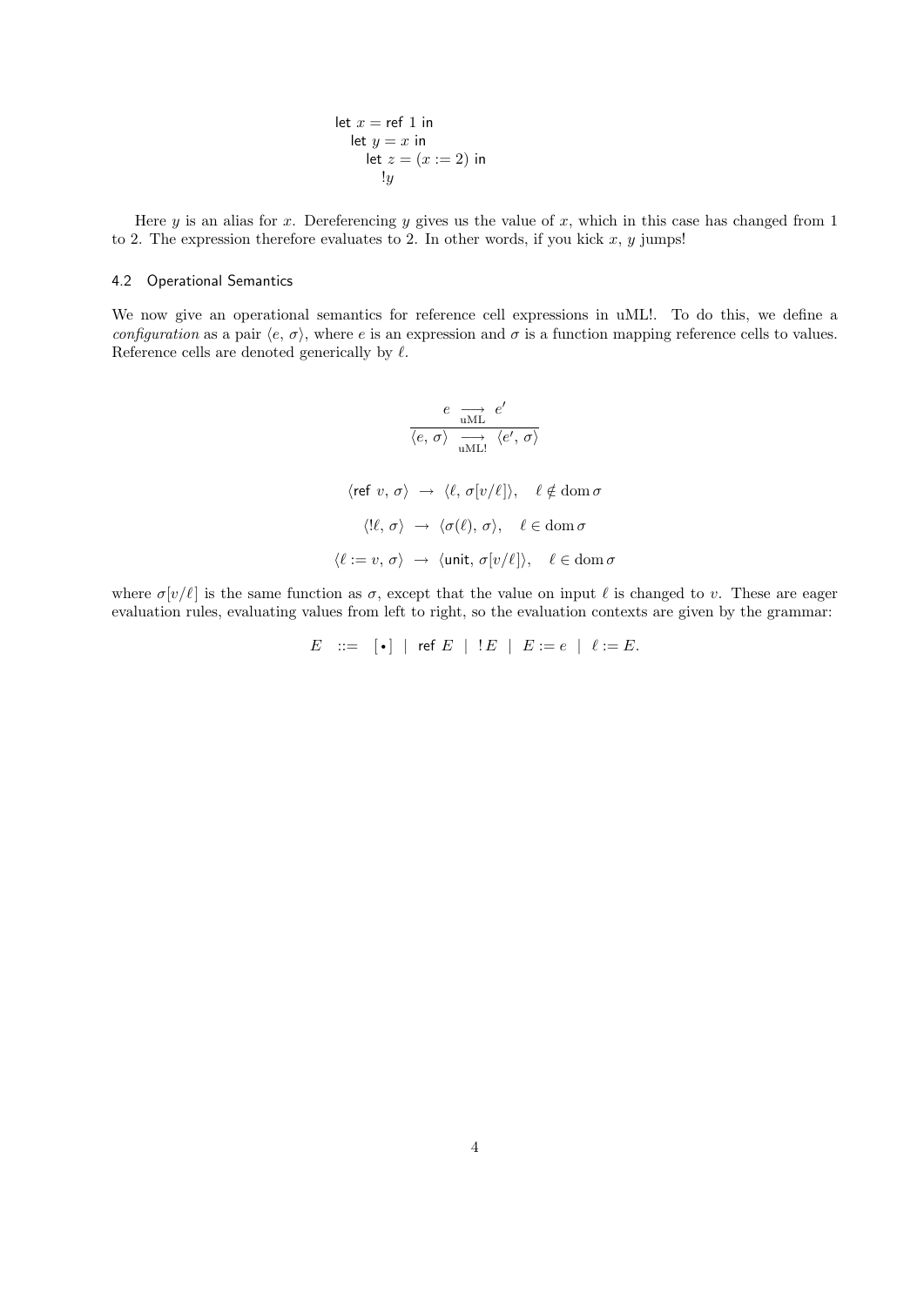$$
\begin{array}{l}
\mathsf{let}\ x = \mathsf{ref}\ 1\ \mathsf{in} \\
\quad \mathsf{let}\ y = x\ \mathsf{in} \\
\quad\quad \mathsf{let}\ z = (x := 2)\ \mathsf{in} \\
\quad\quad\quad !y
\end{array}
$$

Here $y$ is an alias for $x$. Dereferencing $y$ gives us the value of $x$, which in this case has changed from 1 to 2. The expression therefore evaluates to 2. In other words, if you kick $x$, $y$ jumps!

### 4.2 Operational Semantics

We now give an operational semantics for reference cell expressions in uML!. To do this, we define a *configuration* as a pair $\langle e,\, \sigma\rangle$, where $e$ is an expression and $\sigma$ is a function mapping reference cells to values. Reference cells are denoted generically by $\ell$.

$$
\frac{e \underset{\text{uML}}{\longrightarrow} e'}{\langle e,\, \sigma\rangle \underset{\text{uML!}}{\longrightarrow} \langle e',\, \sigma\rangle}
$$

$$
\langle \mathsf{ref}\ v,\, \sigma\rangle \ \rightarrow\ \langle \ell,\, \sigma[v/\ell]\rangle, \quad \ell \notin \operatorname{dom}\sigma
$$

$$
\langle !\ell,\, \sigma\rangle \ \rightarrow\ \langle \sigma(\ell),\, \sigma\rangle, \quad \ell \in \operatorname{dom}\sigma
$$

$$
\langle \ell := v,\, \sigma\rangle \ \rightarrow\ \langle \mathsf{unit},\, \sigma[v/\ell]\rangle, \quad \ell \in \operatorname{dom}\sigma
$$

where $\sigma[v/\ell]$ is the same function as $\sigma$, except that the value on input $\ell$ is changed to $v$. These are eager evaluation rules, evaluating values from left to right, so the evaluation contexts are given by the grammar:

$$
E \ ::= \ [\,\bullet\,] \ \mid \ \mathsf{ref}\ E \ \mid \ !\,E \ \mid \ E := e \ \mid \ \ell := E.
$$